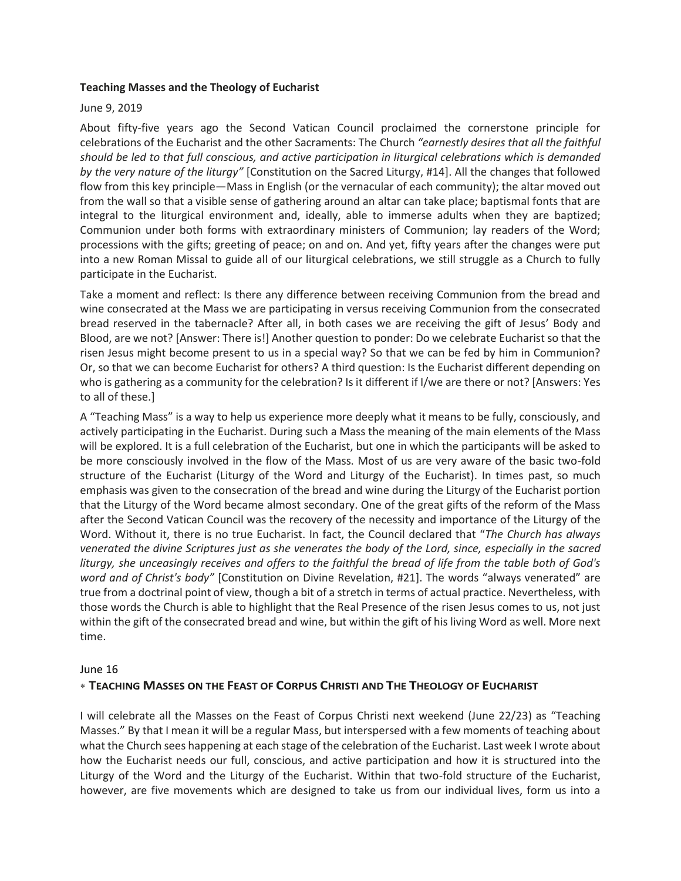**Teaching Masses and the Theology of Eucharist**

June 9, 2019

About fifty-five years ago the Second Vatican Council proclaimed the cornerstone principle for celebrations of the Eucharist and the other Sacraments: The Church *"earnestly desires that all the faithful should be led to that full conscious, and active participation in liturgical celebrations which is demanded by the very nature of the liturgy"* [Constitution on the Sacred Liturgy, #14]. All the changes that followed flow from this key principle—Mass in English (or the vernacular of each community); the altar moved out from the wall so that a visible sense of gathering around an altar can take place; baptismal fonts that are integral to the liturgical environment and, ideally, able to immerse adults when they are baptized; Communion under both forms with extraordinary ministers of Communion; lay readers of the Word; processions with the gifts; greeting of peace; on and on. And yet, fifty years after the changes were put into a new Roman Missal to guide all of our liturgical celebrations, we still struggle as a Church to fully participate in the Eucharist.

Take a moment and reflect: Is there any difference between receiving Communion from the bread and wine consecrated at the Mass we are participating in versus receiving Communion from the consecrated bread reserved in the tabernacle? After all, in both cases we are receiving the gift of Jesus' Body and Blood, are we not? [Answer: There is!] Another question to ponder: Do we celebrate Eucharist so that the risen Jesus might become present to us in a special way? So that we can be fed by him in Communion? Or, so that we can become Eucharist for others? A third question: Is the Eucharist different depending on who is gathering as a community for the celebration? Is it different if I/we are there or not? [Answers: Yes to all of these.]

A "Teaching Mass" is a way to help us experience more deeply what it means to be fully, consciously, and actively participating in the Eucharist. During such a Mass the meaning of the main elements of the Mass will be explored. It is a full celebration of the Eucharist, but one in which the participants will be asked to be more consciously involved in the flow of the Mass. Most of us are very aware of the basic two-fold structure of the Eucharist (Liturgy of the Word and Liturgy of the Eucharist). In times past, so much emphasis was given to the consecration of the bread and wine during the Liturgy of the Eucharist portion that the Liturgy of the Word became almost secondary. One of the great gifts of the reform of the Mass after the Second Vatican Council was the recovery of the necessity and importance of the Liturgy of the Word. Without it, there is no true Eucharist. In fact, the Council declared that "*The Church has always venerated the divine Scriptures just as she venerates the body of the Lord, since, especially in the sacred liturgy, she unceasingly receives and offers to the faithful the bread of life from the table both of God's word and of Christ's body"* [Constitution on Divine Revelation, #21]. The words "always venerated" are true from a doctrinal point of view, though a bit of a stretch in terms of actual practice. Nevertheless, with those words the Church is able to highlight that the Real Presence of the risen Jesus comes to us, not just within the gift of the consecrated bread and wine, but within the gift of his living Word as well. More next time.

June 16

**∗ TEACHING MASSES ON THE FEAST OF CORPUS CHRISTI AND THE THEOLOGY OF EUCHARIST**

I will celebrate all the Masses on the Feast of Corpus Christi next weekend (June 22/23) as "Teaching Masses." By that I mean it will be a regular Mass, but interspersed with a few moments of teaching about what the Church sees happening at each stage of the celebration of the Eucharist. Last week I wrote about how the Eucharist needs our full, conscious, and active participation and how it is structured into the Liturgy of the Word and the Liturgy of the Eucharist. Within that two-fold structure of the Eucharist, however, are five movements which are designed to take us from our individual lives, form us into a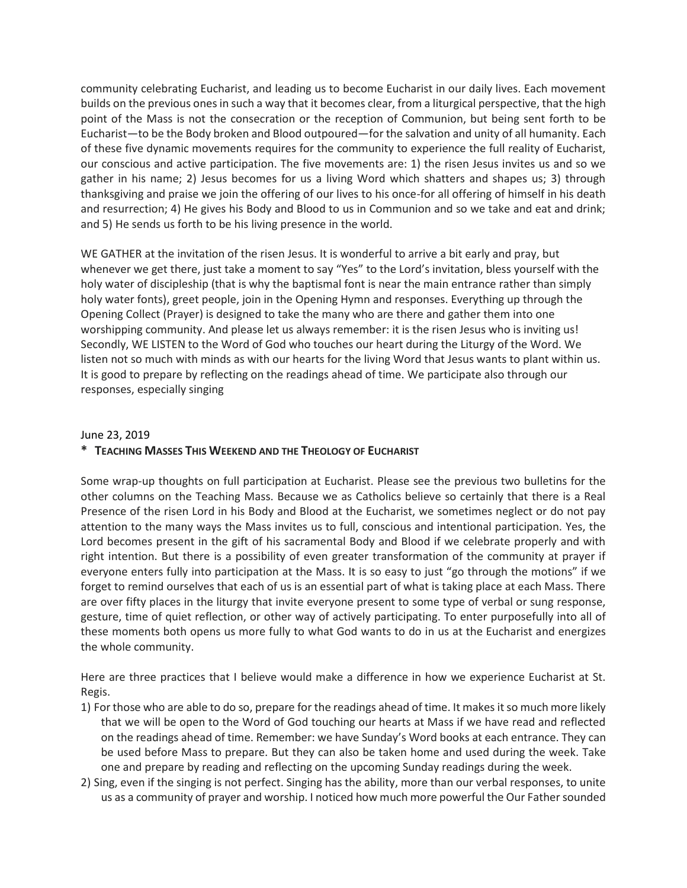community celebrating Eucharist, and leading us to become Eucharist in our daily lives. Each movement builds on the previous ones in such a way that it becomes clear, from a liturgical perspective, that the high point of the Mass is not the consecration or the reception of Communion, but being sent forth to be Eucharist—to be the Body broken and Blood outpoured—for the salvation and unity of all humanity. Each of these five dynamic movements requires for the community to experience the full reality of Eucharist, our conscious and active participation. The five movements are: 1) the risen Jesus invites us and so we gather in his name; 2) Jesus becomes for us a living Word which shatters and shapes us; 3) through thanksgiving and praise we join the offering of our lives to his once-for all offering of himself in his death and resurrection; 4) He gives his Body and Blood to us in Communion and so we take and eat and drink; and 5) He sends us forth to be his living presence in the world.

WE GATHER at the invitation of the risen Jesus. It is wonderful to arrive a bit early and pray, but whenever we get there, just take a moment to say "Yes" to the Lord's invitation, bless yourself with the holy water of discipleship (that is why the baptismal font is near the main entrance rather than simply holy water fonts), greet people, join in the Opening Hymn and responses. Everything up through the Opening Collect (Prayer) is designed to take the many who are there and gather them into one worshipping community. And please let us always remember: it is the risen Jesus who is inviting us! Secondly, WE LISTEN to the Word of God who touches our heart during the Liturgy of the Word. We listen not so much with minds as with our hearts for the living Word that Jesus wants to plant within us. It is good to prepare by reflecting on the readings ahead of time. We participate also through our responses, especially singing

June 23, 2019

**\* Teaching Masses This Weekend and the Theology of Eucharist**

Some wrap-up thoughts on full participation at Eucharist. Please see the previous two bulletins for the other columns on the Teaching Mass. Because we as Catholics believe so certainly that there is a Real Presence of the risen Lord in his Body and Blood at the Eucharist, we sometimes neglect or do not pay attention to the many ways the Mass invites us to full, conscious and intentional participation. Yes, the Lord becomes present in the gift of his sacramental Body and Blood if we celebrate properly and with right intention. But there is a possibility of even greater transformation of the community at prayer if everyone enters fully into participation at the Mass. It is so easy to just "go through the motions" if we forget to remind ourselves that each of us is an essential part of what is taking place at each Mass. There are over fifty places in the liturgy that invite everyone present to some type of verbal or sung response, gesture, time of quiet reflection, or other way of actively participating. To enter purposefully into all of these moments both opens us more fully to what God wants to do in us at the Eucharist and energizes the whole community.

Here are three practices that I believe would make a difference in how we experience Eucharist at St. Regis.

1) For those who are able to do so, prepare for the readings ahead of time. It makes it so much more likely that we will be open to the Word of God touching our hearts at Mass if we have read and reflected on the readings ahead of time. Remember: we have Sunday's Word books at each entrance. They can be used before Mass to prepare. But they can also be taken home and used during the week. Take one and prepare by reading and reflecting on the upcoming Sunday readings during the week.
2) Sing, even if the singing is not perfect. Singing has the ability, more than our verbal responses, to unite us as a community of prayer and worship. I noticed how much more powerful the Our Father sounded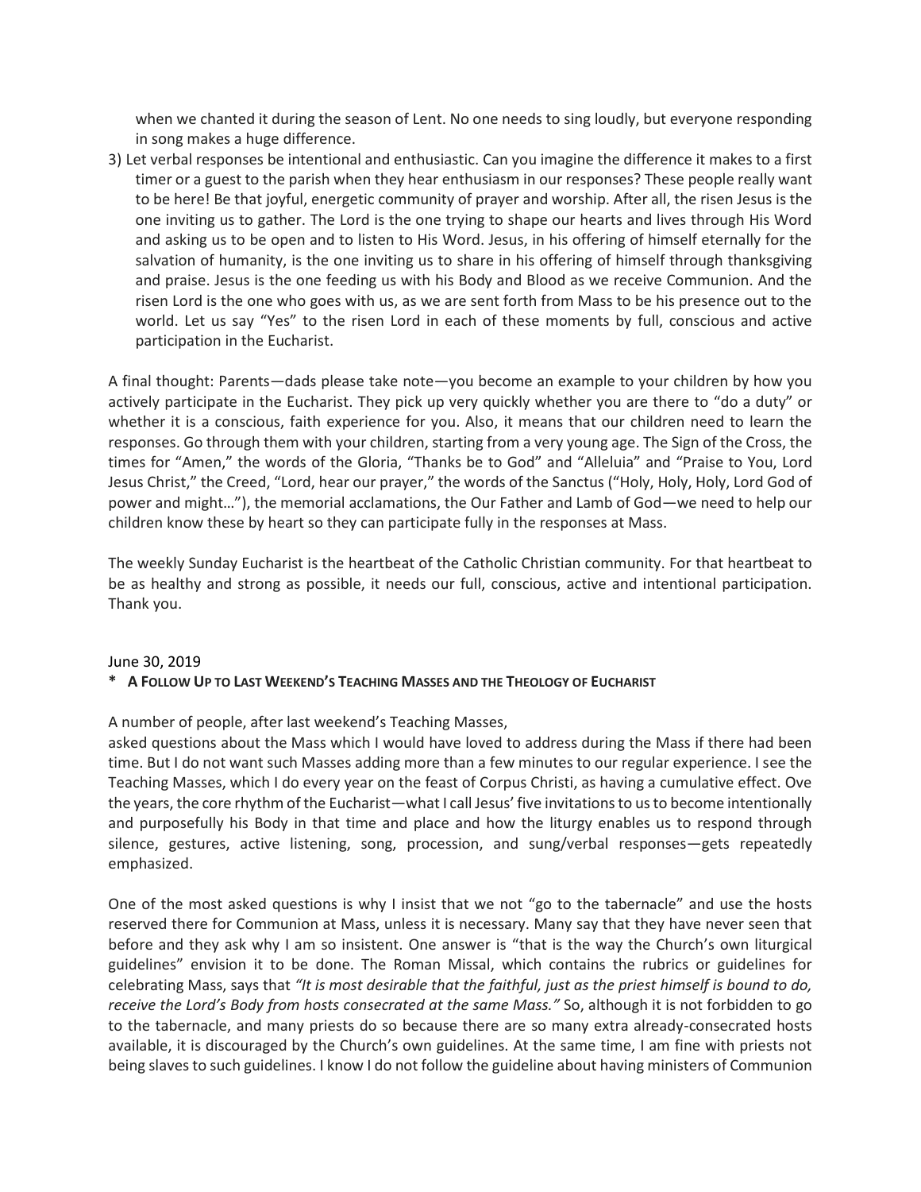when we chanted it during the season of Lent. No one needs to sing loudly, but everyone responding in song makes a huge difference.

3) Let verbal responses be intentional and enthusiastic. Can you imagine the difference it makes to a first timer or a guest to the parish when they hear enthusiasm in our responses? These people really want to be here! Be that joyful, energetic community of prayer and worship. After all, the risen Jesus is the one inviting us to gather. The Lord is the one trying to shape our hearts and lives through His Word and asking us to be open and to listen to His Word. Jesus, in his offering of himself eternally for the salvation of humanity, is the one inviting us to share in his offering of himself through thanksgiving and praise. Jesus is the one feeding us with his Body and Blood as we receive Communion. And the risen Lord is the one who goes with us, as we are sent forth from Mass to be his presence out to the world. Let us say "Yes" to the risen Lord in each of these moments by full, conscious and active participation in the Eucharist.

A final thought: Parents—dads please take note—you become an example to your children by how you actively participate in the Eucharist. They pick up very quickly whether you are there to "do a duty" or whether it is a conscious, faith experience for you. Also, it means that our children need to learn the responses. Go through them with your children, starting from a very young age. The Sign of the Cross, the times for "Amen," the words of the Gloria, "Thanks be to God" and "Alleluia" and "Praise to You, Lord Jesus Christ," the Creed, "Lord, hear our prayer," the words of the Sanctus ("Holy, Holy, Holy, Lord God of power and might…"), the memorial acclamations, the Our Father and Lamb of God—we need to help our children know these by heart so they can participate fully in the responses at Mass.

The weekly Sunday Eucharist is the heartbeat of the Catholic Christian community. For that heartbeat to be as healthy and strong as possible, it needs our full, conscious, active and intentional participation. Thank you.

June 30, 2019

**\* A Follow Up to Last Weekend's Teaching Masses and the Theology of Eucharist**

A number of people, after last weekend's Teaching Masses,
asked questions about the Mass which I would have loved to address during the Mass if there had been time. But I do not want such Masses adding more than a few minutes to our regular experience. I see the Teaching Masses, which I do every year on the feast of Corpus Christi, as having a cumulative effect. Ove the years, the core rhythm of the Eucharist—what I call Jesus' five invitations to us to become intentionally and purposefully his Body in that time and place and how the liturgy enables us to respond through silence, gestures, active listening, song, procession, and sung/verbal responses—gets repeatedly emphasized.

One of the most asked questions is why I insist that we not "go to the tabernacle" and use the hosts reserved there for Communion at Mass, unless it is necessary. Many say that they have never seen that before and they ask why I am so insistent. One answer is "that is the way the Church's own liturgical guidelines" envision it to be done. The Roman Missal, which contains the rubrics or guidelines for celebrating Mass, says that *"It is most desirable that the faithful, just as the priest himself is bound to do, receive the Lord's Body from hosts consecrated at the same Mass."* So, although it is not forbidden to go to the tabernacle, and many priests do so because there are so many extra already-consecrated hosts available, it is discouraged by the Church's own guidelines. At the same time, I am fine with priests not being slaves to such guidelines. I know I do not follow the guideline about having ministers of Communion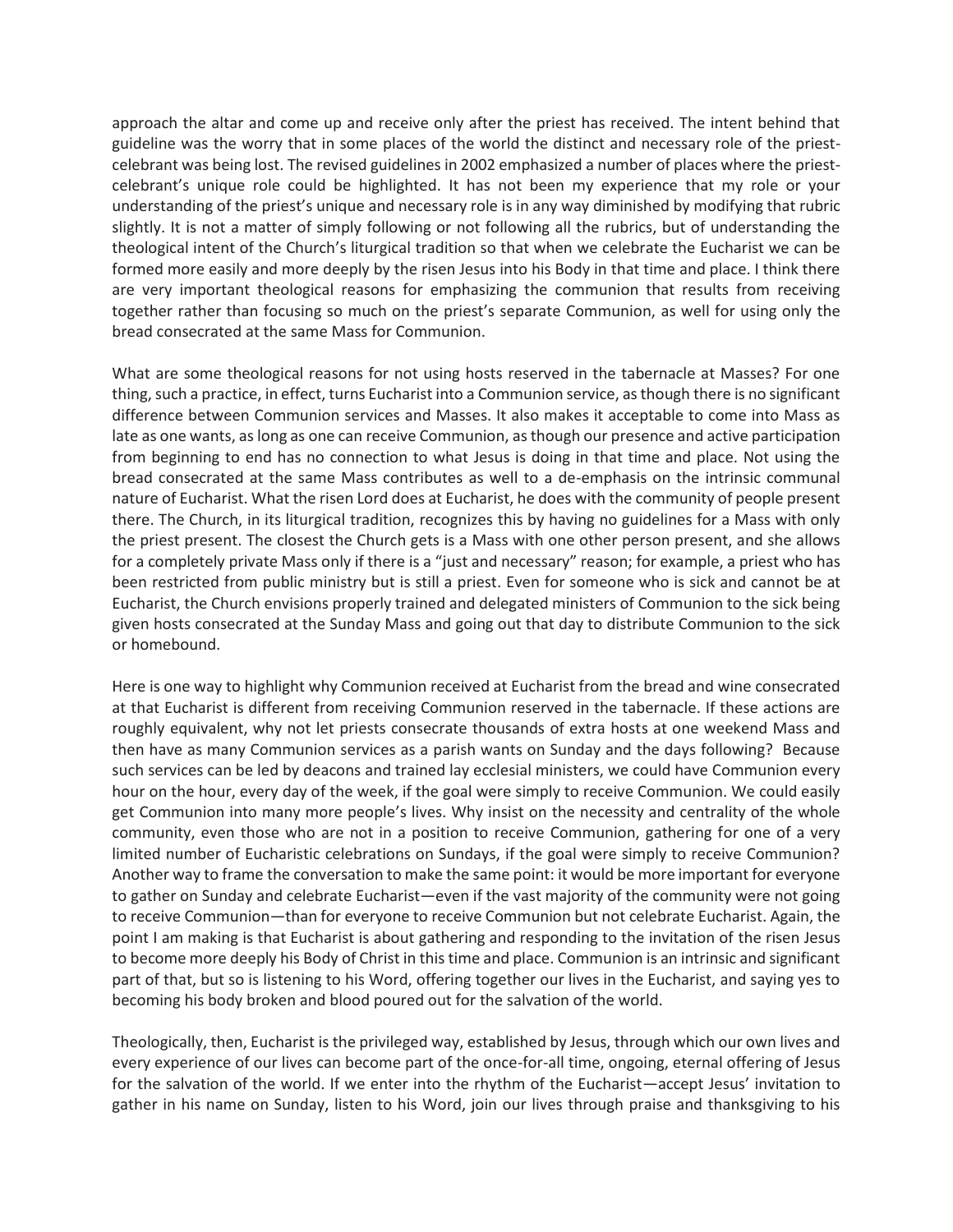approach the altar and come up and receive only after the priest has received. The intent behind that guideline was the worry that in some places of the world the distinct and necessary role of the priest-celebrant was being lost. The revised guidelines in 2002 emphasized a number of places where the priest-celebrant's unique role could be highlighted. It has not been my experience that my role or your understanding of the priest's unique and necessary role is in any way diminished by modifying that rubric slightly. It is not a matter of simply following or not following all the rubrics, but of understanding the theological intent of the Church's liturgical tradition so that when we celebrate the Eucharist we can be formed more easily and more deeply by the risen Jesus into his Body in that time and place. I think there are very important theological reasons for emphasizing the communion that results from receiving together rather than focusing so much on the priest's separate Communion, as well for using only the bread consecrated at the same Mass for Communion.

What are some theological reasons for not using hosts reserved in the tabernacle at Masses? For one thing, such a practice, in effect, turns Eucharist into a Communion service, as though there is no significant difference between Communion services and Masses. It also makes it acceptable to come into Mass as late as one wants, as long as one can receive Communion, as though our presence and active participation from beginning to end has no connection to what Jesus is doing in that time and place. Not using the bread consecrated at the same Mass contributes as well to a de-emphasis on the intrinsic communal nature of Eucharist. What the risen Lord does at Eucharist, he does with the community of people present there. The Church, in its liturgical tradition, recognizes this by having no guidelines for a Mass with only the priest present. The closest the Church gets is a Mass with one other person present, and she allows for a completely private Mass only if there is a "just and necessary" reason; for example, a priest who has been restricted from public ministry but is still a priest. Even for someone who is sick and cannot be at Eucharist, the Church envisions properly trained and delegated ministers of Communion to the sick being given hosts consecrated at the Sunday Mass and going out that day to distribute Communion to the sick or homebound.

Here is one way to highlight why Communion received at Eucharist from the bread and wine consecrated at that Eucharist is different from receiving Communion reserved in the tabernacle. If these actions are roughly equivalent, why not let priests consecrate thousands of extra hosts at one weekend Mass and then have as many Communion services as a parish wants on Sunday and the days following? Because such services can be led by deacons and trained lay ecclesial ministers, we could have Communion every hour on the hour, every day of the week, if the goal were simply to receive Communion. We could easily get Communion into many more people's lives. Why insist on the necessity and centrality of the whole community, even those who are not in a position to receive Communion, gathering for one of a very limited number of Eucharistic celebrations on Sundays, if the goal were simply to receive Communion? Another way to frame the conversation to make the same point: it would be more important for everyone to gather on Sunday and celebrate Eucharist—even if the vast majority of the community were not going to receive Communion—than for everyone to receive Communion but not celebrate Eucharist. Again, the point I am making is that Eucharist is about gathering and responding to the invitation of the risen Jesus to become more deeply his Body of Christ in this time and place. Communion is an intrinsic and significant part of that, but so is listening to his Word, offering together our lives in the Eucharist, and saying yes to becoming his body broken and blood poured out for the salvation of the world.

Theologically, then, Eucharist is the privileged way, established by Jesus, through which our own lives and every experience of our lives can become part of the once-for-all time, ongoing, eternal offering of Jesus for the salvation of the world. If we enter into the rhythm of the Eucharist—accept Jesus' invitation to gather in his name on Sunday, listen to his Word, join our lives through praise and thanksgiving to his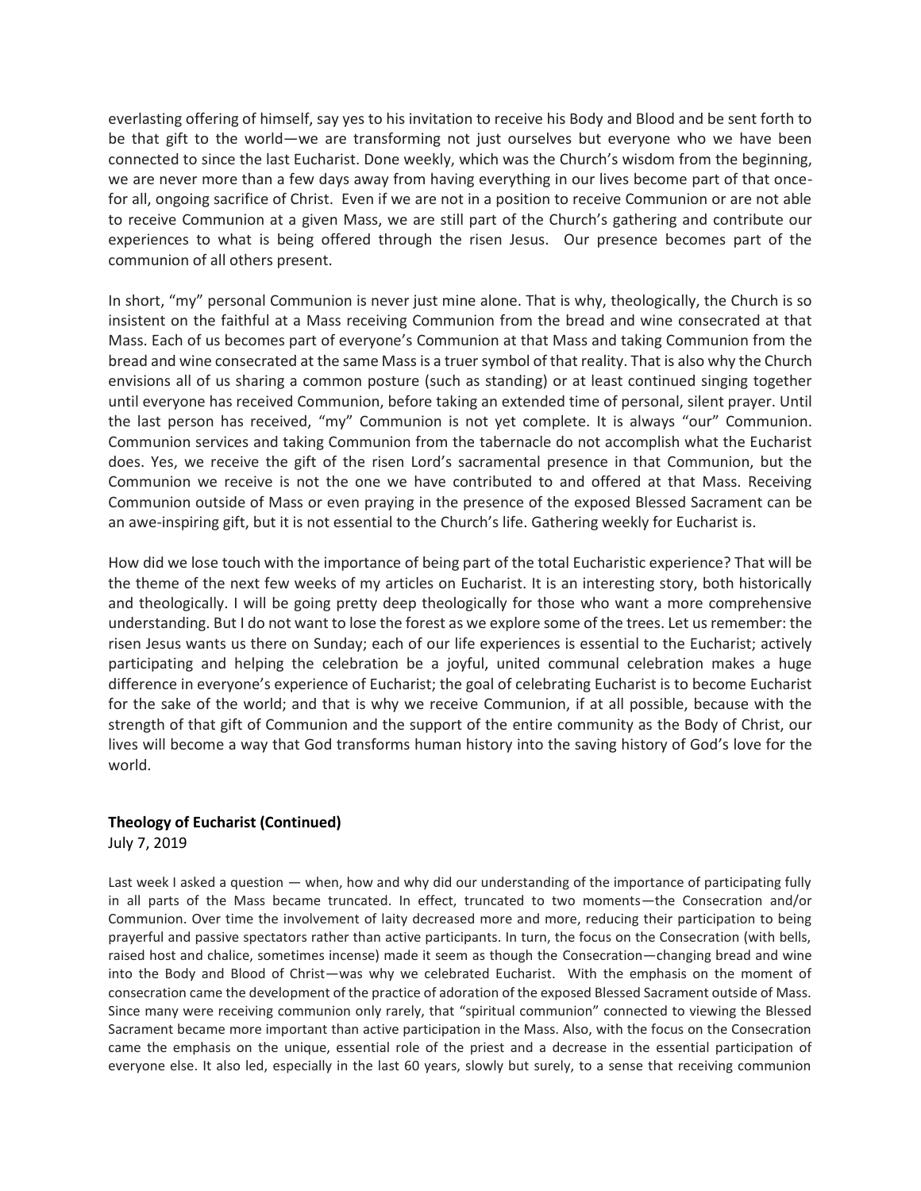everlasting offering of himself, say yes to his invitation to receive his Body and Blood and be sent forth to be that gift to the world—we are transforming not just ourselves but everyone who we have been connected to since the last Eucharist. Done weekly, which was the Church's wisdom from the beginning, we are never more than a few days away from having everything in our lives become part of that once-for all, ongoing sacrifice of Christ. Even if we are not in a position to receive Communion or are not able to receive Communion at a given Mass, we are still part of the Church's gathering and contribute our experiences to what is being offered through the risen Jesus. Our presence becomes part of the communion of all others present.

In short, "my" personal Communion is never just mine alone. That is why, theologically, the Church is so insistent on the faithful at a Mass receiving Communion from the bread and wine consecrated at that Mass. Each of us becomes part of everyone's Communion at that Mass and taking Communion from the bread and wine consecrated at the same Mass is a truer symbol of that reality. That is also why the Church envisions all of us sharing a common posture (such as standing) or at least continued singing together until everyone has received Communion, before taking an extended time of personal, silent prayer. Until the last person has received, "my" Communion is not yet complete. It is always "our" Communion. Communion services and taking Communion from the tabernacle do not accomplish what the Eucharist does. Yes, we receive the gift of the risen Lord's sacramental presence in that Communion, but the Communion we receive is not the one we have contributed to and offered at that Mass. Receiving Communion outside of Mass or even praying in the presence of the exposed Blessed Sacrament can be an awe-inspiring gift, but it is not essential to the Church's life. Gathering weekly for Eucharist is.

How did we lose touch with the importance of being part of the total Eucharistic experience? That will be the theme of the next few weeks of my articles on Eucharist. It is an interesting story, both historically and theologically. I will be going pretty deep theologically for those who want a more comprehensive understanding. But I do not want to lose the forest as we explore some of the trees. Let us remember: the risen Jesus wants us there on Sunday; each of our life experiences is essential to the Eucharist; actively participating and helping the celebration be a joyful, united communal celebration makes a huge difference in everyone's experience of Eucharist; the goal of celebrating Eucharist is to become Eucharist for the sake of the world; and that is why we receive Communion, if at all possible, because with the strength of that gift of Communion and the support of the entire community as the Body of Christ, our lives will become a way that God transforms human history into the saving history of God's love for the world.

**Theology of Eucharist (Continued)**
July 7, 2019

Last week I asked a question — when, how and why did our understanding of the importance of participating fully in all parts of the Mass became truncated. In effect, truncated to two moments—the Consecration and/or Communion. Over time the involvement of laity decreased more and more, reducing their participation to being prayerful and passive spectators rather than active participants. In turn, the focus on the Consecration (with bells, raised host and chalice, sometimes incense) made it seem as though the Consecration—changing bread and wine into the Body and Blood of Christ—was why we celebrated Eucharist. With the emphasis on the moment of consecration came the development of the practice of adoration of the exposed Blessed Sacrament outside of Mass. Since many were receiving communion only rarely, that "spiritual communion" connected to viewing the Blessed Sacrament became more important than active participation in the Mass. Also, with the focus on the Consecration came the emphasis on the unique, essential role of the priest and a decrease in the essential participation of everyone else. It also led, especially in the last 60 years, slowly but surely, to a sense that receiving communion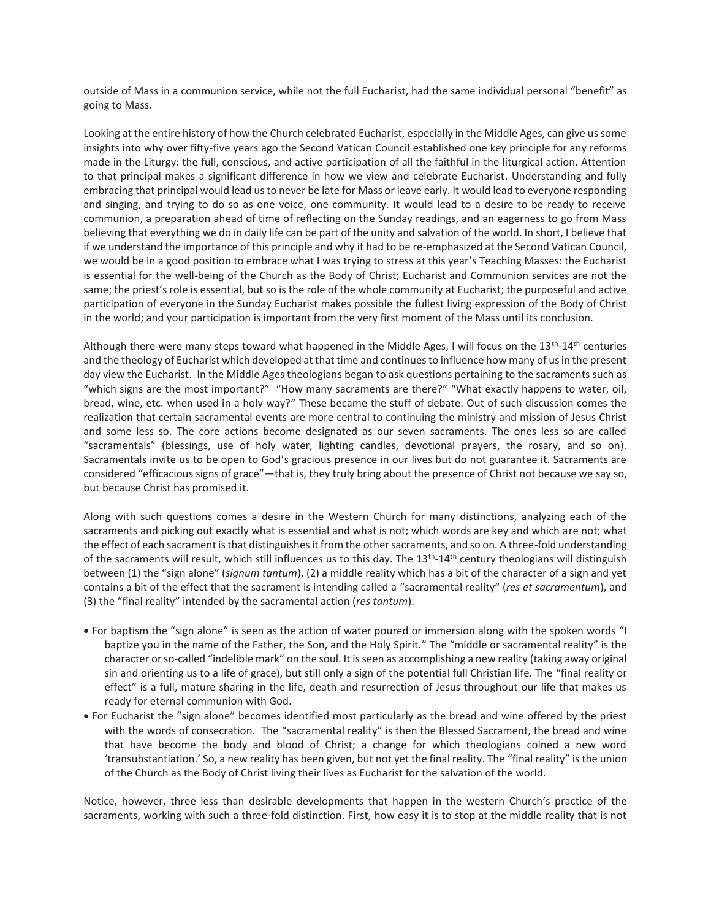outside of Mass in a communion service, while not the full Eucharist, had the same individual personal "benefit" as going to Mass.

Looking at the entire history of how the Church celebrated Eucharist, especially in the Middle Ages, can give us some insights into why over fifty-five years ago the Second Vatican Council established one key principle for any reforms made in the Liturgy: the full, conscious, and active participation of all the faithful in the liturgical action. Attention to that principal makes a significant difference in how we view and celebrate Eucharist. Understanding and fully embracing that principal would lead us to never be late for Mass or leave early. It would lead to everyone responding and singing, and trying to do so as one voice, one community. It would lead to a desire to be ready to receive communion, a preparation ahead of time of reflecting on the Sunday readings, and an eagerness to go from Mass believing that everything we do in daily life can be part of the unity and salvation of the world. In short, I believe that if we understand the importance of this principle and why it had to be re-emphasized at the Second Vatican Council, we would be in a good position to embrace what I was trying to stress at this year's Teaching Masses: the Eucharist is essential for the well-being of the Church as the Body of Christ; Eucharist and Communion services are not the same; the priest's role is essential, but so is the role of the whole community at Eucharist; the purposeful and active participation of everyone in the Sunday Eucharist makes possible the fullest living expression of the Body of Christ in the world; and your participation is important from the very first moment of the Mass until its conclusion.

Although there were many steps toward what happened in the Middle Ages, I will focus on the 13th-14th centuries and the theology of Eucharist which developed at that time and continues to influence how many of us in the present day view the Eucharist. In the Middle Ages theologians began to ask questions pertaining to the sacraments such as "which signs are the most important?" "How many sacraments are there?" "What exactly happens to water, oil, bread, wine, etc. when used in a holy way?" These became the stuff of debate. Out of such discussion comes the realization that certain sacramental events are more central to continuing the ministry and mission of Jesus Christ and some less so. The core actions become designated as our seven sacraments. The ones less so are called "sacramentals" (blessings, use of holy water, lighting candles, devotional prayers, the rosary, and so on). Sacramentals invite us to be open to God's gracious presence in our lives but do not guarantee it. Sacraments are considered "efficacious signs of grace"—that is, they truly bring about the presence of Christ not because we say so, but because Christ has promised it.

Along with such questions comes a desire in the Western Church for many distinctions, analyzing each of the sacraments and picking out exactly what is essential and what is not; which words are key and which are not; what the effect of each sacrament is that distinguishes it from the other sacraments, and so on. A three-fold understanding of the sacraments will result, which still influences us to this day. The 13th-14th century theologians will distinguish between (1) the "sign alone" (*signum tantum*), (2) a middle reality which has a bit of the character of a sign and yet contains a bit of the effect that the sacrament is intending called a "sacramental reality" (*res et sacramentum*), and (3) the "final reality" intended by the sacramental action (*res tantum*).

- For baptism the "sign alone" is seen as the action of water poured or immersion along with the spoken words "I baptize you in the name of the Father, the Son, and the Holy Spirit." The "middle or sacramental reality" is the character or so-called "indelible mark" on the soul. It is seen as accomplishing a new reality (taking away original sin and orienting us to a life of grace), but still only a sign of the potential full Christian life. The "final reality or effect" is a full, mature sharing in the life, death and resurrection of Jesus throughout our life that makes us ready for eternal communion with God.
- For Eucharist the "sign alone" becomes identified most particularly as the bread and wine offered by the priest with the words of consecration. The "sacramental reality" is then the Blessed Sacrament, the bread and wine that have become the body and blood of Christ; a change for which theologians coined a new word 'transubstantiation.' So, a new reality has been given, but not yet the final reality. The "final reality" is the union of the Church as the Body of Christ living their lives as Eucharist for the salvation of the world.

Notice, however, three less than desirable developments that happen in the western Church's practice of the sacraments, working with such a three-fold distinction. First, how easy it is to stop at the middle reality that is not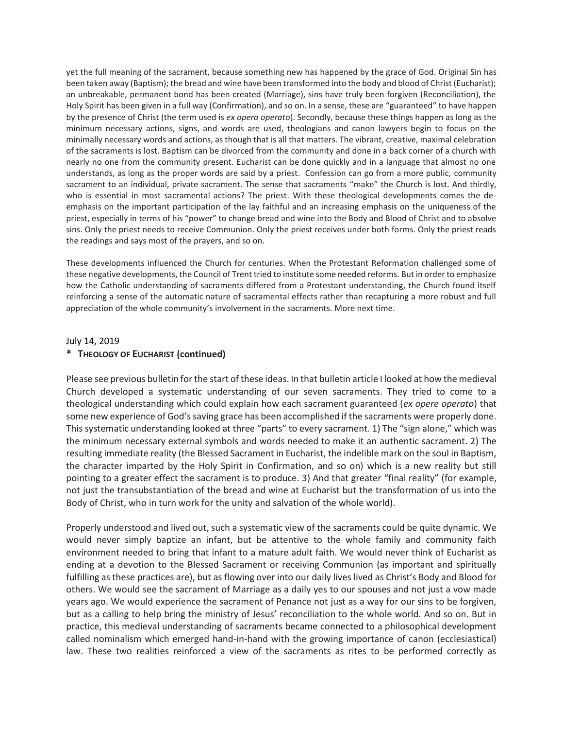yet the full meaning of the sacrament, because something new has happened by the grace of God. Original Sin has been taken away (Baptism); the bread and wine have been transformed into the body and blood of Christ (Eucharist); an unbreakable, permanent bond has been created (Marriage), sins have truly been forgiven (Reconciliation), the Holy Spirit has been given in a full way (Confirmation), and so on. In a sense, these are "guaranteed" to have happen by the presence of Christ (the term used is *ex opera operato*). Secondly, because these things happen as long as the minimum necessary actions, signs, and words are used, theologians and canon lawyers begin to focus on the minimally necessary words and actions, as though that is all that matters. The vibrant, creative, maximal celebration of the sacraments is lost. Baptism can be divorced from the community and done in a back corner of a church with nearly no one from the community present. Eucharist can be done quickly and in a language that almost no one understands, as long as the proper words are said by a priest. Confession can go from a more public, community sacrament to an individual, private sacrament. The sense that sacraments "make" the Church is lost. And thirdly, who is essential in most sacramental actions? The priest. With these theological developments comes the de-emphasis on the important participation of the lay faithful and an increasing emphasis on the uniqueness of the priest, especially in terms of his "power" to change bread and wine into the Body and Blood of Christ and to absolve sins. Only the priest needs to receive Communion. Only the priest receives under both forms. Only the priest reads the readings and says most of the prayers, and so on.

These developments influenced the Church for centuries. When the Protestant Reformation challenged some of these negative developments, the Council of Trent tried to institute some needed reforms. But in order to emphasize how the Catholic understanding of sacraments differed from a Protestant understanding, the Church found itself reinforcing a sense of the automatic nature of sacramental effects rather than recapturing a more robust and full appreciation of the whole community's involvement in the sacraments. More next time.

July 14, 2019

## * Theology of Eucharist (continued)

Please see previous bulletin for the start of these ideas. In that bulletin article I looked at how the medieval Church developed a systematic understanding of our seven sacraments. They tried to come to a theological understanding which could explain how each sacrament guaranteed (*ex opere operato*) that some new experience of God's saving grace has been accomplished if the sacraments were properly done. This systematic understanding looked at three "parts" to every sacrament. 1) The "sign alone," which was the minimum necessary external symbols and words needed to make it an authentic sacrament. 2) The resulting immediate reality (the Blessed Sacrament in Eucharist, the indelible mark on the soul in Baptism, the character imparted by the Holy Spirit in Confirmation, and so on) which is a new reality but still pointing to a greater effect the sacrament is to produce. 3) And that greater "final reality" (for example, not just the transubstantiation of the bread and wine at Eucharist but the transformation of us into the Body of Christ, who in turn work for the unity and salvation of the whole world).

Properly understood and lived out, such a systematic view of the sacraments could be quite dynamic. We would never simply baptize an infant, but be attentive to the whole family and community faith environment needed to bring that infant to a mature adult faith. We would never think of Eucharist as ending at a devotion to the Blessed Sacrament or receiving Communion (as important and spiritually fulfilling as these practices are), but as flowing over into our daily lives lived as Christ's Body and Blood for others. We would see the sacrament of Marriage as a daily yes to our spouses and not just a vow made years ago. We would experience the sacrament of Penance not just as a way for our sins to be forgiven, but as a calling to help bring the ministry of Jesus' reconciliation to the whole world. And so on. But in practice, this medieval understanding of sacraments became connected to a philosophical development called nominalism which emerged hand-in-hand with the growing importance of canon (ecclesiastical) law. These two realities reinforced a view of the sacraments as rites to be performed correctly as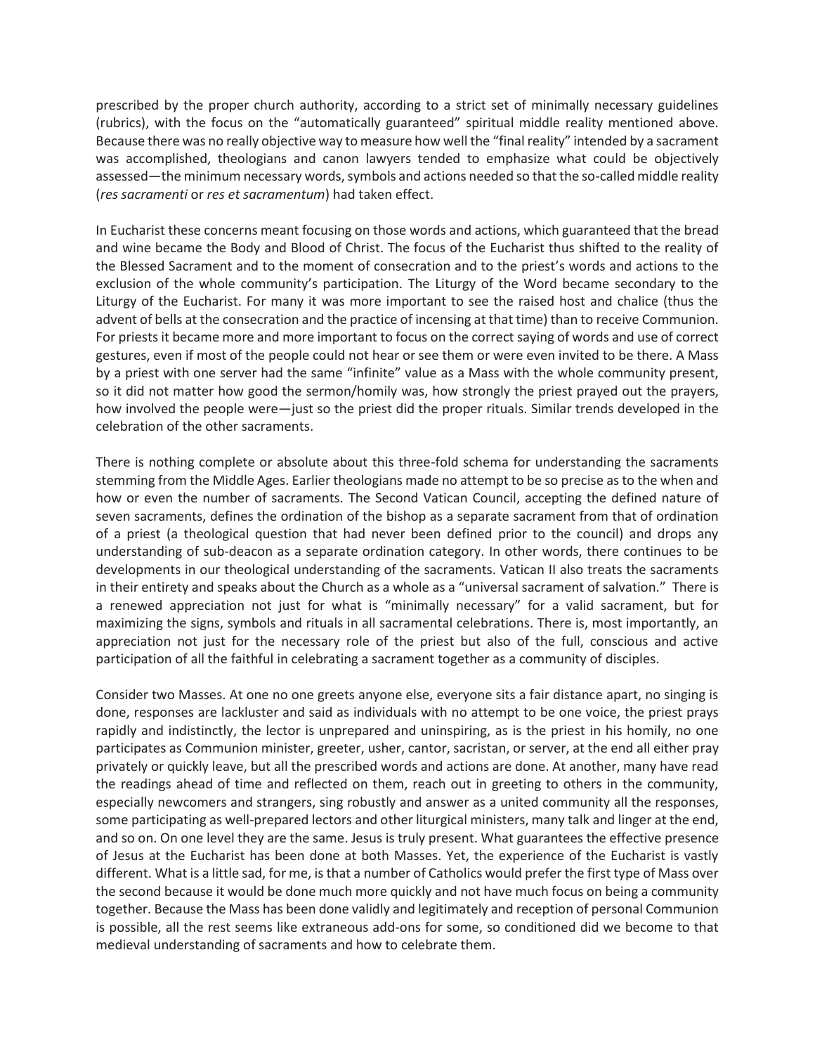prescribed by the proper church authority, according to a strict set of minimally necessary guidelines (rubrics), with the focus on the "automatically guaranteed" spiritual middle reality mentioned above. Because there was no really objective way to measure how well the "final reality" intended by a sacrament was accomplished, theologians and canon lawyers tended to emphasize what could be objectively assessed—the minimum necessary words, symbols and actions needed so that the so-called middle reality (*res sacramenti* or *res et sacramentum*) had taken effect.

In Eucharist these concerns meant focusing on those words and actions, which guaranteed that the bread and wine became the Body and Blood of Christ. The focus of the Eucharist thus shifted to the reality of the Blessed Sacrament and to the moment of consecration and to the priest's words and actions to the exclusion of the whole community's participation. The Liturgy of the Word became secondary to the Liturgy of the Eucharist. For many it was more important to see the raised host and chalice (thus the advent of bells at the consecration and the practice of incensing at that time) than to receive Communion. For priests it became more and more important to focus on the correct saying of words and use of correct gestures, even if most of the people could not hear or see them or were even invited to be there. A Mass by a priest with one server had the same "infinite" value as a Mass with the whole community present, so it did not matter how good the sermon/homily was, how strongly the priest prayed out the prayers, how involved the people were—just so the priest did the proper rituals. Similar trends developed in the celebration of the other sacraments.

There is nothing complete or absolute about this three-fold schema for understanding the sacraments stemming from the Middle Ages. Earlier theologians made no attempt to be so precise as to the when and how or even the number of sacraments. The Second Vatican Council, accepting the defined nature of seven sacraments, defines the ordination of the bishop as a separate sacrament from that of ordination of a priest (a theological question that had never been defined prior to the council) and drops any understanding of sub-deacon as a separate ordination category. In other words, there continues to be developments in our theological understanding of the sacraments. Vatican II also treats the sacraments in their entirety and speaks about the Church as a whole as a "universal sacrament of salvation." There is a renewed appreciation not just for what is "minimally necessary" for a valid sacrament, but for maximizing the signs, symbols and rituals in all sacramental celebrations. There is, most importantly, an appreciation not just for the necessary role of the priest but also of the full, conscious and active participation of all the faithful in celebrating a sacrament together as a community of disciples.

Consider two Masses. At one no one greets anyone else, everyone sits a fair distance apart, no singing is done, responses are lackluster and said as individuals with no attempt to be one voice, the priest prays rapidly and indistinctly, the lector is unprepared and uninspiring, as is the priest in his homily, no one participates as Communion minister, greeter, usher, cantor, sacristan, or server, at the end all either pray privately or quickly leave, but all the prescribed words and actions are done. At another, many have read the readings ahead of time and reflected on them, reach out in greeting to others in the community, especially newcomers and strangers, sing robustly and answer as a united community all the responses, some participating as well-prepared lectors and other liturgical ministers, many talk and linger at the end, and so on. On one level they are the same. Jesus is truly present. What guarantees the effective presence of Jesus at the Eucharist has been done at both Masses. Yet, the experience of the Eucharist is vastly different. What is a little sad, for me, is that a number of Catholics would prefer the first type of Mass over the second because it would be done much more quickly and not have much focus on being a community together. Because the Mass has been done validly and legitimately and reception of personal Communion is possible, all the rest seems like extraneous add-ons for some, so conditioned did we become to that medieval understanding of sacraments and how to celebrate them.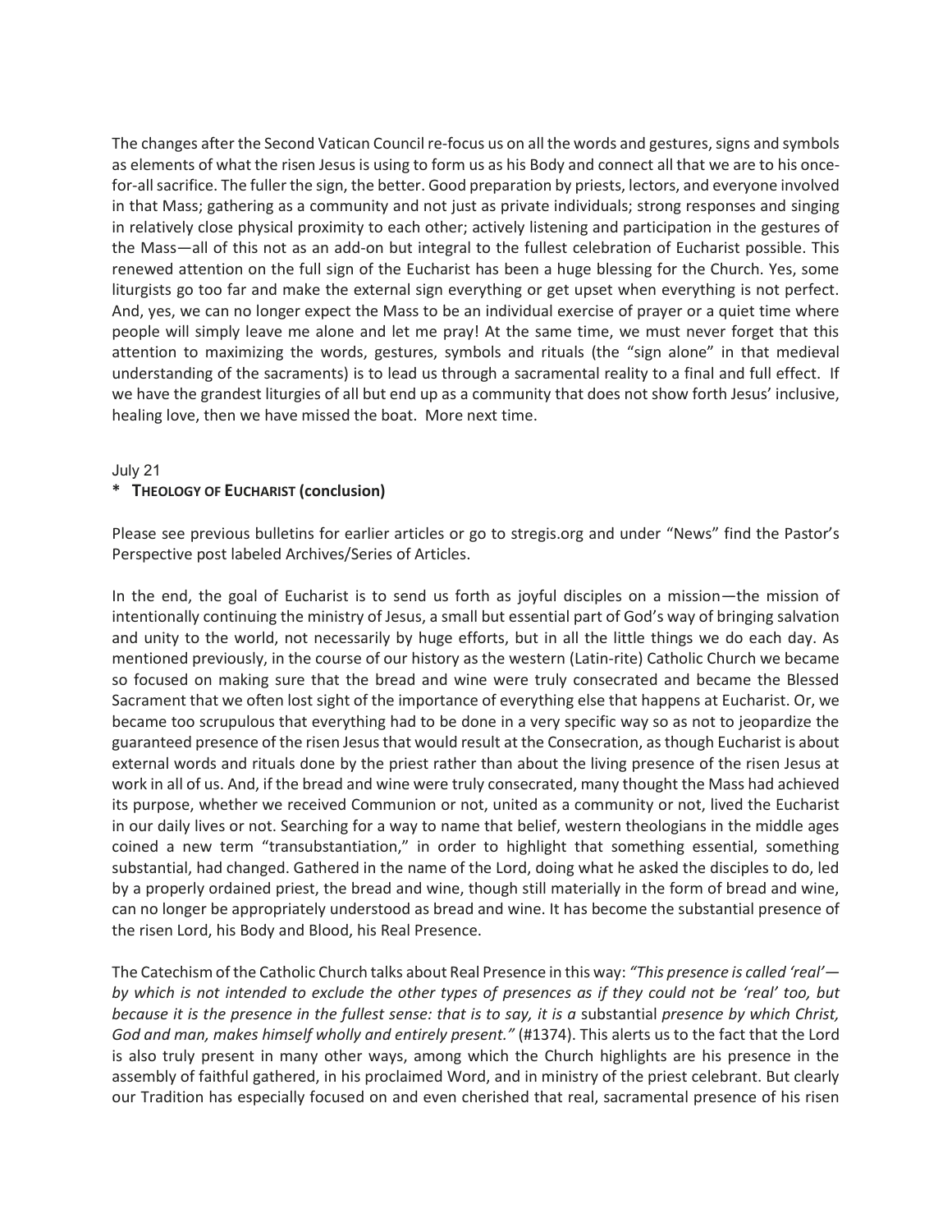The changes after the Second Vatican Council re-focus us on all the words and gestures, signs and symbols as elements of what the risen Jesus is using to form us as his Body and connect all that we are to his once-for-all sacrifice. The fuller the sign, the better. Good preparation by priests, lectors, and everyone involved in that Mass; gathering as a community and not just as private individuals; strong responses and singing in relatively close physical proximity to each other; actively listening and participation in the gestures of the Mass—all of this not as an add-on but integral to the fullest celebration of Eucharist possible. This renewed attention on the full sign of the Eucharist has been a huge blessing for the Church. Yes, some liturgists go too far and make the external sign everything or get upset when everything is not perfect. And, yes, we can no longer expect the Mass to be an individual exercise of prayer or a quiet time where people will simply leave me alone and let me pray! At the same time, we must never forget that this attention to maximizing the words, gestures, symbols and rituals (the "sign alone" in that medieval understanding of the sacraments) is to lead us through a sacramental reality to a final and full effect. If we have the grandest liturgies of all but end up as a community that does not show forth Jesus' inclusive, healing love, then we have missed the boat. More next time.

July 21

**\* THEOLOGY OF EUCHARIST (conclusion)**

Please see previous bulletins for earlier articles or go to stregis.org and under "News" find the Pastor's Perspective post labeled Archives/Series of Articles.

In the end, the goal of Eucharist is to send us forth as joyful disciples on a mission—the mission of intentionally continuing the ministry of Jesus, a small but essential part of God's way of bringing salvation and unity to the world, not necessarily by huge efforts, but in all the little things we do each day. As mentioned previously, in the course of our history as the western (Latin-rite) Catholic Church we became so focused on making sure that the bread and wine were truly consecrated and became the Blessed Sacrament that we often lost sight of the importance of everything else that happens at Eucharist. Or, we became too scrupulous that everything had to be done in a very specific way so as not to jeopardize the guaranteed presence of the risen Jesus that would result at the Consecration, as though Eucharist is about external words and rituals done by the priest rather than about the living presence of the risen Jesus at work in all of us. And, if the bread and wine were truly consecrated, many thought the Mass had achieved its purpose, whether we received Communion or not, united as a community or not, lived the Eucharist in our daily lives or not. Searching for a way to name that belief, western theologians in the middle ages coined a new term "transubstantiation," in order to highlight that something essential, something substantial, had changed. Gathered in the name of the Lord, doing what he asked the disciples to do, led by a properly ordained priest, the bread and wine, though still materially in the form of bread and wine, can no longer be appropriately understood as bread and wine. It has become the substantial presence of the risen Lord, his Body and Blood, his Real Presence.

The Catechism of the Catholic Church talks about Real Presence in this way: *"This presence is called 'real'—by which is not intended to exclude the other types of presences as if they could not be 'real' too, but because it is the presence in the fullest sense: that is to say, it is a* substantial *presence by which Christ, God and man, makes himself wholly and entirely present."* (#1374). This alerts us to the fact that the Lord is also truly present in many other ways, among which the Church highlights are his presence in the assembly of faithful gathered, in his proclaimed Word, and in ministry of the priest celebrant. But clearly our Tradition has especially focused on and even cherished that real, sacramental presence of his risen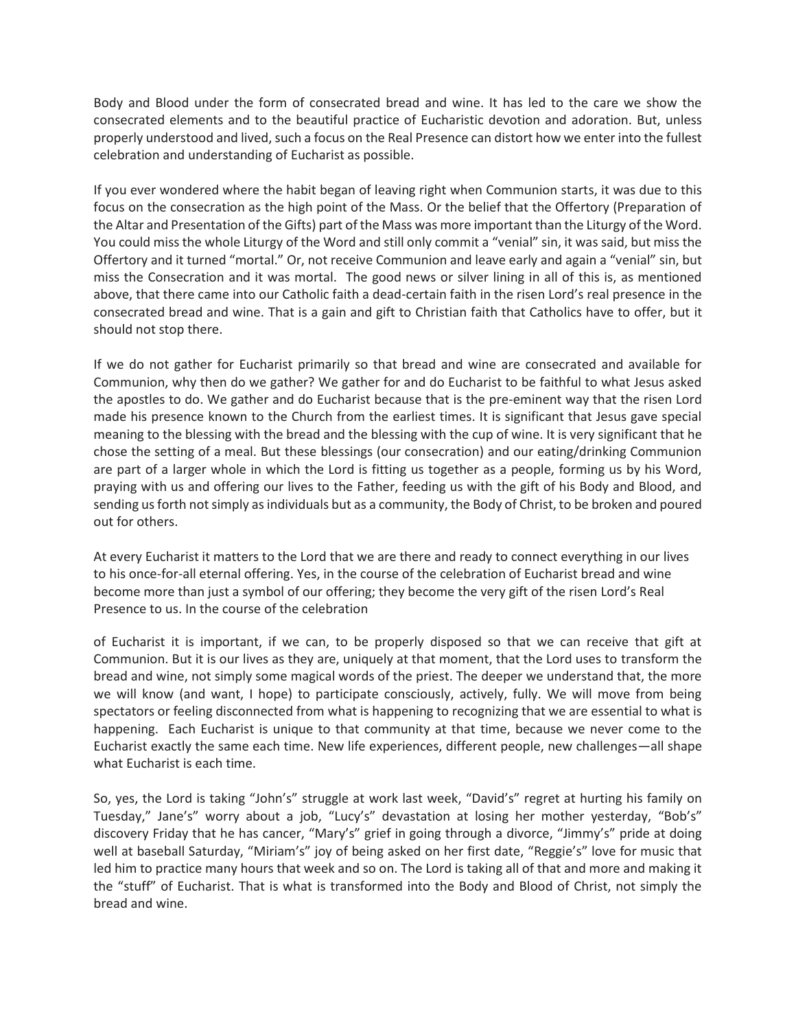Body and Blood under the form of consecrated bread and wine. It has led to the care we show the consecrated elements and to the beautiful practice of Eucharistic devotion and adoration. But, unless properly understood and lived, such a focus on the Real Presence can distort how we enter into the fullest celebration and understanding of Eucharist as possible.

If you ever wondered where the habit began of leaving right when Communion starts, it was due to this focus on the consecration as the high point of the Mass. Or the belief that the Offertory (Preparation of the Altar and Presentation of the Gifts) part of the Mass was more important than the Liturgy of the Word. You could miss the whole Liturgy of the Word and still only commit a "venial" sin, it was said, but miss the Offertory and it turned "mortal." Or, not receive Communion and leave early and again a "venial" sin, but miss the Consecration and it was mortal. The good news or silver lining in all of this is, as mentioned above, that there came into our Catholic faith a dead-certain faith in the risen Lord's real presence in the consecrated bread and wine. That is a gain and gift to Christian faith that Catholics have to offer, but it should not stop there.

If we do not gather for Eucharist primarily so that bread and wine are consecrated and available for Communion, why then do we gather? We gather for and do Eucharist to be faithful to what Jesus asked the apostles to do. We gather and do Eucharist because that is the pre-eminent way that the risen Lord made his presence known to the Church from the earliest times. It is significant that Jesus gave special meaning to the blessing with the bread and the blessing with the cup of wine. It is very significant that he chose the setting of a meal. But these blessings (our consecration) and our eating/drinking Communion are part of a larger whole in which the Lord is fitting us together as a people, forming us by his Word, praying with us and offering our lives to the Father, feeding us with the gift of his Body and Blood, and sending us forth not simply as individuals but as a community, the Body of Christ, to be broken and poured out for others.

At every Eucharist it matters to the Lord that we are there and ready to connect everything in our lives to his once-for-all eternal offering. Yes, in the course of the celebration of Eucharist bread and wine become more than just a symbol of our offering; they become the very gift of the risen Lord's Real Presence to us. In the course of the celebration of Eucharist it is important, if we can, to be properly disposed so that we can receive that gift at Communion. But it is our lives as they are, uniquely at that moment, that the Lord uses to transform the bread and wine, not simply some magical words of the priest. The deeper we understand that, the more we will know (and want, I hope) to participate consciously, actively, fully. We will move from being spectators or feeling disconnected from what is happening to recognizing that we are essential to what is happening. Each Eucharist is unique to that community at that time, because we never come to the Eucharist exactly the same each time. New life experiences, different people, new challenges—all shape what Eucharist is each time.

So, yes, the Lord is taking "John's" struggle at work last week, "David's" regret at hurting his family on Tuesday," Jane's" worry about a job, "Lucy's" devastation at losing her mother yesterday, "Bob's" discovery Friday that he has cancer, "Mary's" grief in going through a divorce, "Jimmy's" pride at doing well at baseball Saturday, "Miriam's" joy of being asked on her first date, "Reggie's" love for music that led him to practice many hours that week and so on. The Lord is taking all of that and more and making it the "stuff" of Eucharist. That is what is transformed into the Body and Blood of Christ, not simply the bread and wine.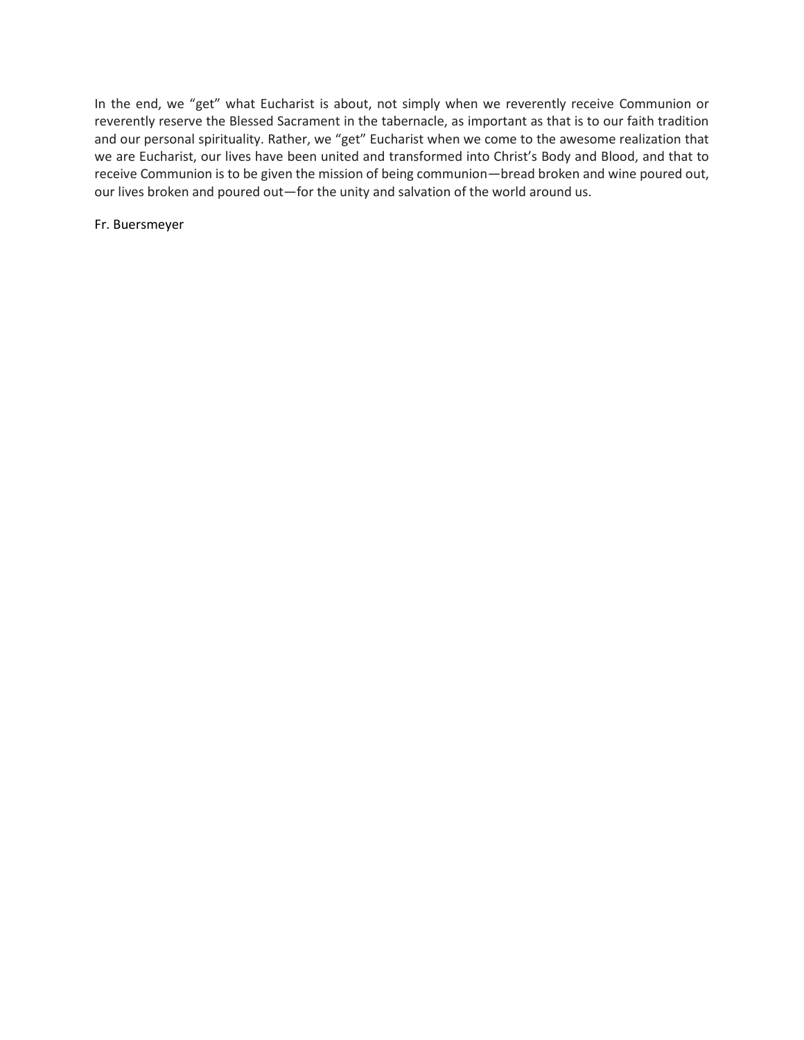In the end, we “get” what Eucharist is about, not simply when we reverently receive Communion or reverently reserve the Blessed Sacrament in the tabernacle, as important as that is to our faith tradition and our personal spirituality. Rather, we “get” Eucharist when we come to the awesome realization that we are Eucharist, our lives have been united and transformed into Christ’s Body and Blood, and that to receive Communion is to be given the mission of being communion—bread broken and wine poured out, our lives broken and poured out—for the unity and salvation of the world around us.

Fr. Buersmeyer